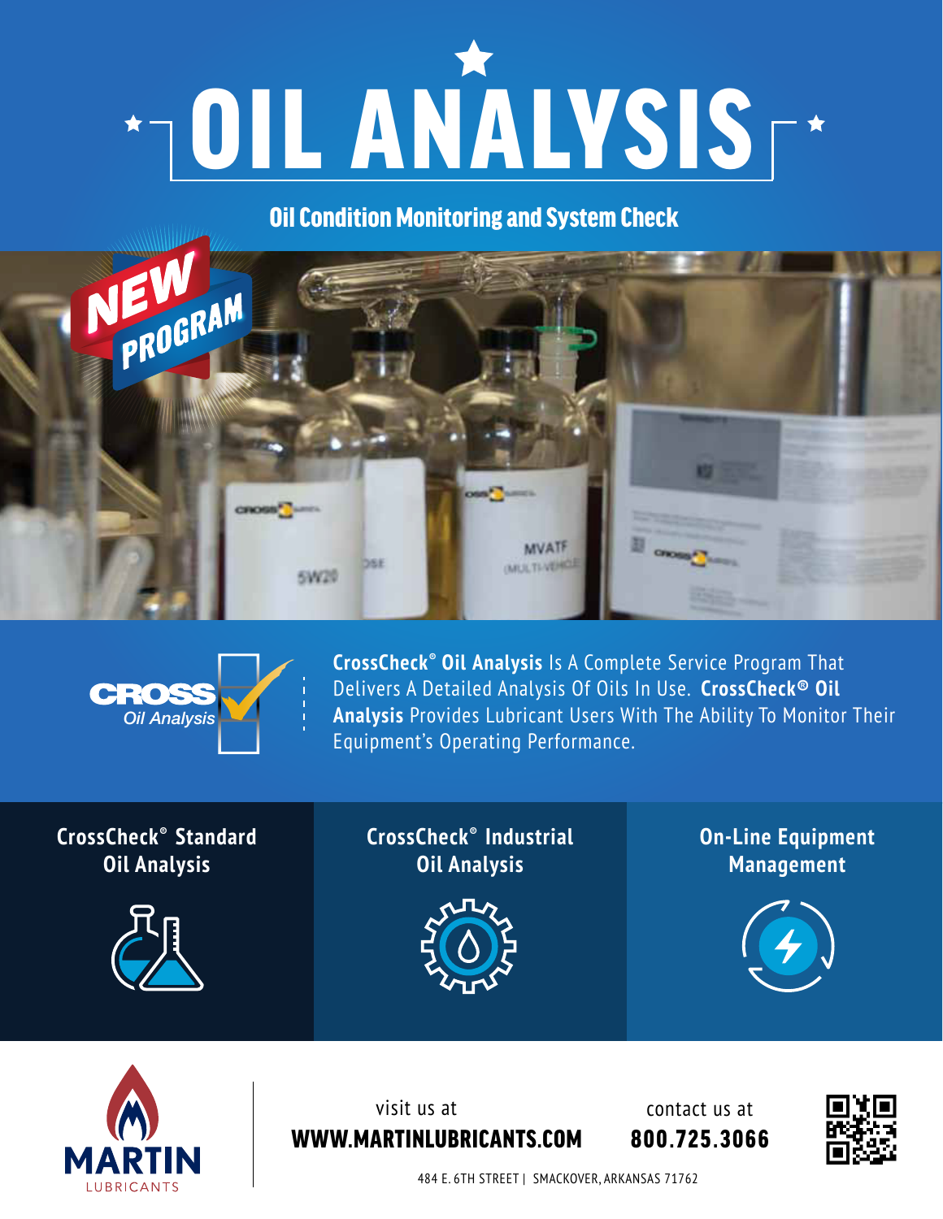# OIL ANALYSIS

## Oil Condition Monitoring and System Check

NEW PROGRAM

**CrossCheck® Oil Analysis** Is A Complete Service Program That Delivers A Detailed Analysis Of Oils In Use. **CrossCheck® Oil Analysis** Provides Lubricant Users With The Ability To Monitor Their Equipment's Operating Performance.

### CrossCheck® Standard Oil Analysis

### CrossCheck® Industrial Oil Analysis

### On-Line Equipment Management

MARTIN LUBRICANTS

visit us at **WWW.MARTINLUBRICANTS.COM**

contact us at **800.725.3066**

484 E. 6TH STREET | SMACKOVER, ARKANSAS 71762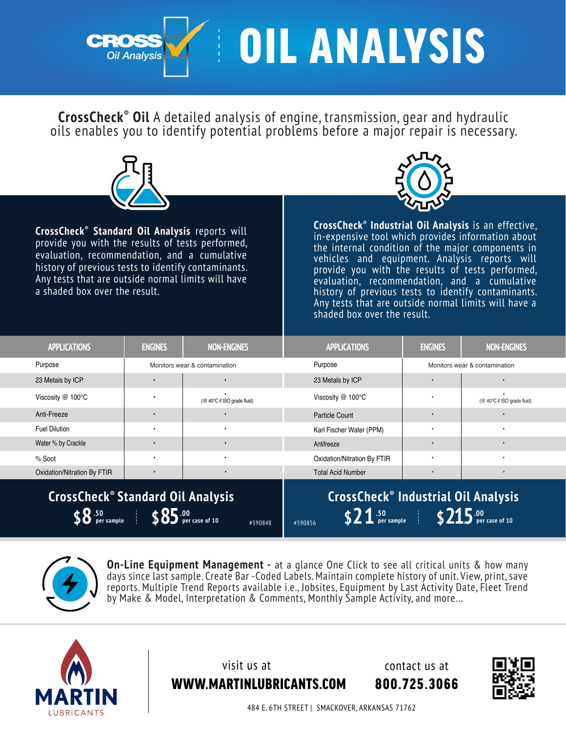# OIL ANALYSIS

**CrossCheck® Oil** A detailed analysis of engine, transmission, gear and hydraulic oils enables you to identify potential problems before a major repair is necessary.

**CrossCheck® Standard Oil Analysis** reports will provide you with the results of tests performed, evaluation, recommendation, and a cumulative history of previous tests to identify contaminants. Any tests that are outside normal limits will have a shaded box over the result.

| APPLICATIONS | ENGINES | NON-ENGINES |
|---|---|---|
| Purpose | Monitors wear & contamination | |
| 23 Metals by ICP | • | • |
| Viscosity @ 100°C | • | • (@ 40°C if ISO grade fluid) |
| Anti-Freeze | • | • |
| Fuel Dilution | • | • |
| Water % by Crackle | • | • |
| % Soot | • | • |
| Oxidation/Nitration By FTIR | • | • |

## CrossCheck® Standard Oil Analysis

**$8.50** per sample | **$85.00** per case of 10 — #590848

**CrossCheck® Industrial Oil Analysis** is an effective, in-expensive tool which provides information about the internal condition of the major components in vehicles and equipment. Analysis reports will provide you with the results of tests performed, evaluation, recommendation, and a cumulative history of previous tests to identify contaminants. Any tests that are outside normal limits will have a shaded box over the result.

| APPLICATIONS | ENGINES | NON-ENGINES |
|---|---|---|
| Purpose | Monitors wear & contamination | |
| 23 Metals by ICP | • | • |
| Viscosity @ 100°C | • | • (@ 40°C if ISO grade fluid) |
| Particle Count | • | • |
| Karl Fischer Water (PPM) | • | • |
| Antifreeze | • | • |
| Oxidation/Nitration By FTIR | • | • |
| Total Acid Number | • | • |

## CrossCheck® Industrial Oil Analysis

#590856 — **$21.50** per sample | **$215.00** per case of 10

**On-Line Equipment Management -** at a glance One Click to see all critical units & how many days since last sample. Create Bar -Coded Labels. Maintain complete history of unit. View, print, save reports. Multiple Trend Reports available i.e., Jobsites, Equipment by Last Activity Date, Fleet Trend by Make & Model, Interpretation & Comments, Monthly Sample Activity, and more...

MARTIN LUBRICANTS

visit us at **WWW.MARTINLUBRICANTS.COM**

contact us at **800.725.3066**

484 E. 6TH STREET | SMACKOVER, ARKANSAS 71762